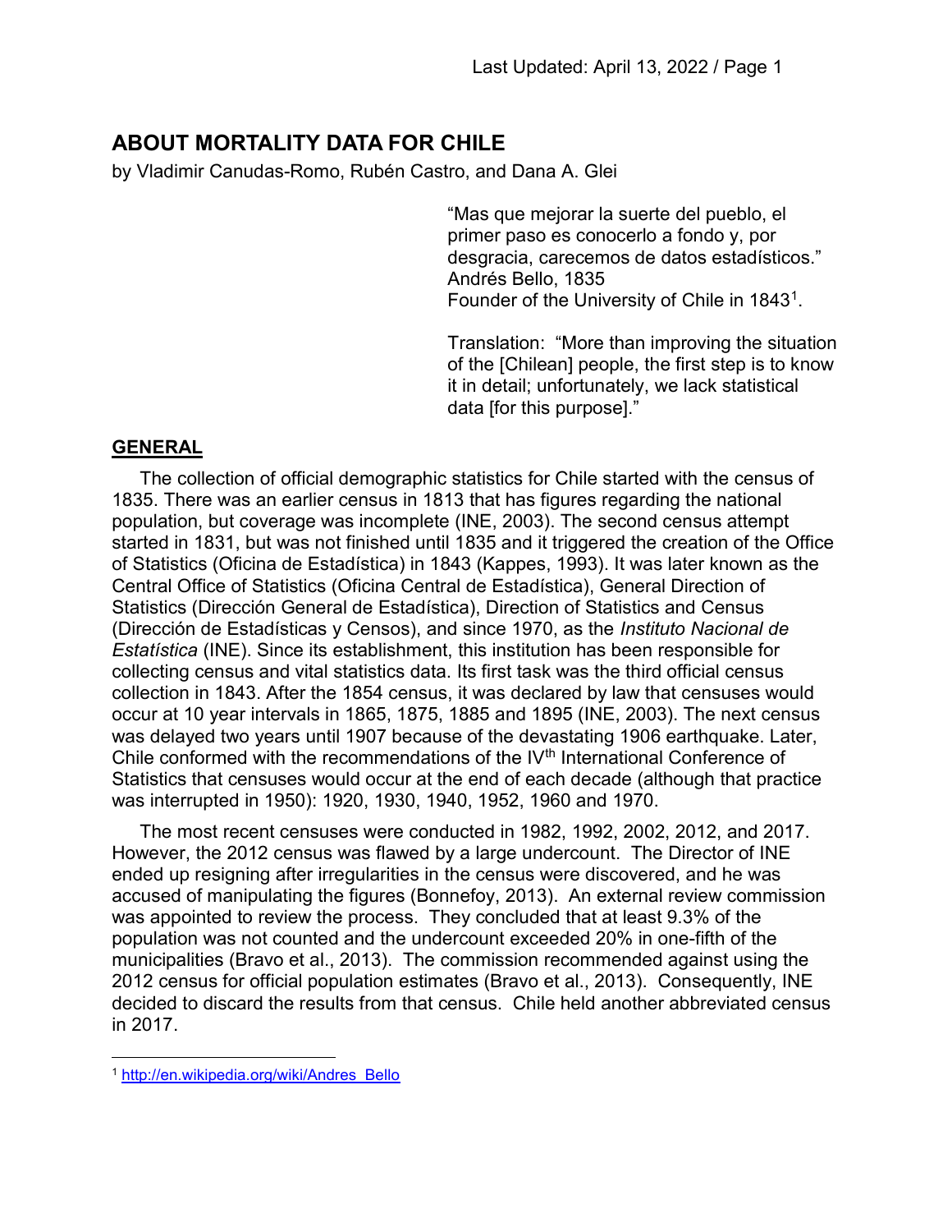# ABOUT MORTALITY DATA FOR CHILE

by Vladimir Canudas-Romo, Rubén Castro, and Dana A. Glei

> "Mas que mejorar la suerte del pueblo, el primer paso es conocerlo a fondo y, por desgracia, carecemos de datos estadísticos."
> Andrés Bello, 1835
> Founder of the University of Chile in 1843[1].
>
> Translation: "More than improving the situation of the [Chilean] people, the first step is to know it in detail; unfortunately, we lack statistical data [for this purpose]."

## GENERAL

The collection of official demographic statistics for Chile started with the census of 1835. There was an earlier census in 1813 that has figures regarding the national population, but coverage was incomplete (INE, 2003). The second census attempt started in 1831, but was not finished until 1835 and it triggered the creation of the Office of Statistics (Oficina de Estadística) in 1843 (Kappes, 1993). It was later known as the Central Office of Statistics (Oficina Central de Estadística), General Direction of Statistics (Dirección General de Estadística), Direction of Statistics and Census (Dirección de Estadísticas y Censos), and since 1970, as the *Instituto Nacional de Estatística* (INE). Since its establishment, this institution has been responsible for collecting census and vital statistics data. Its first task was the third official census collection in 1843. After the 1854 census, it was declared by law that censuses would occur at 10 year intervals in 1865, 1875, 1885 and 1895 (INE, 2003). The next census was delayed two years until 1907 because of the devastating 1906 earthquake. Later, Chile conformed with the recommendations of the IV$^{th}$ International Conference of Statistics that censuses would occur at the end of each decade (although that practice was interrupted in 1950): 1920, 1930, 1940, 1952, 1960 and 1970.

The most recent censuses were conducted in 1982, 1992, 2002, 2012, and 2017. However, the 2012 census was flawed by a large undercount. The Director of INE ended up resigning after irregularities in the census were discovered, and he was accused of manipulating the figures (Bonnefoy, 2013). An external review commission was appointed to review the process. They concluded that at least 9.3% of the population was not counted and the undercount exceeded 20% in one-fifth of the municipalities (Bravo et al., 2013). The commission recommended against using the 2012 census for official population estimates (Bravo et al., 2013). Consequently, INE decided to discard the results from that census. Chile held another abbreviated census in 2017.

---

[1] http://en.wikipedia.org/wiki/Andres_Bello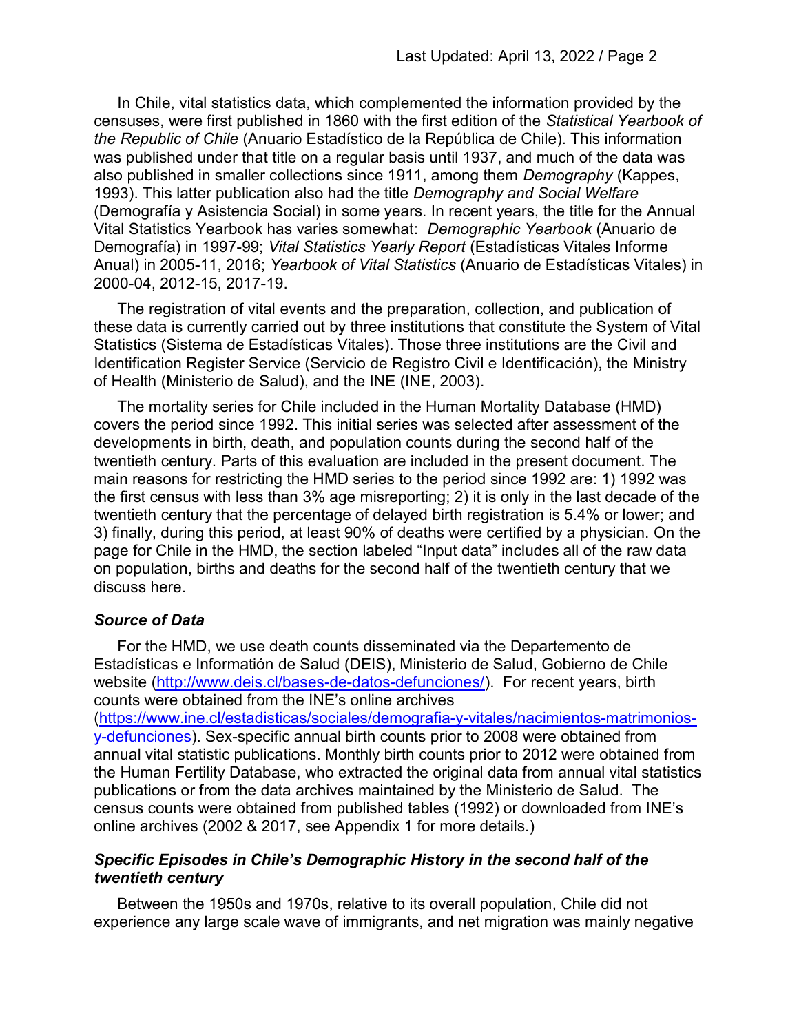In Chile, vital statistics data, which complemented the information provided by the censuses, were first published in 1860 with the first edition of the *Statistical Yearbook of the Republic of Chile* (Anuario Estadístico de la República de Chile). This information was published under that title on a regular basis until 1937, and much of the data was also published in smaller collections since 1911, among them *Demography* (Kappes, 1993). This latter publication also had the title *Demography and Social Welfare* (Demografía y Asistencia Social) in some years. In recent years, the title for the Annual Vital Statistics Yearbook has varies somewhat: *Demographic Yearbook* (Anuario de Demografía) in 1997-99; *Vital Statistics Yearly Report* (Estadísticas Vitales Informe Anual) in 2005-11, 2016; *Yearbook of Vital Statistics* (Anuario de Estadísticas Vitales) in 2000-04, 2012-15, 2017-19.

The registration of vital events and the preparation, collection, and publication of these data is currently carried out by three institutions that constitute the System of Vital Statistics (Sistema de Estadísticas Vitales). Those three institutions are the Civil and Identification Register Service (Servicio de Registro Civil e Identificación), the Ministry of Health (Ministerio de Salud), and the INE (INE, 2003).

The mortality series for Chile included in the Human Mortality Database (HMD) covers the period since 1992. This initial series was selected after assessment of the developments in birth, death, and population counts during the second half of the twentieth century. Parts of this evaluation are included in the present document. The main reasons for restricting the HMD series to the period since 1992 are: 1) 1992 was the first census with less than 3% age misreporting; 2) it is only in the last decade of the twentieth century that the percentage of delayed birth registration is 5.4% or lower; and 3) finally, during this period, at least 90% of deaths were certified by a physician. On the page for Chile in the HMD, the section labeled "Input data" includes all of the raw data on population, births and deaths for the second half of the twentieth century that we discuss here.

### *Source of Data*

For the HMD, we use death counts disseminated via the Departemento de Estadísticas e Informatión de Salud (DEIS), Ministerio de Salud, Gobierno de Chile website ([http://www.deis.cl/bases-de-datos-defunciones/](http://www.deis.cl/bases-de-datos-defunciones/)). For recent years, birth counts were obtained from the INE's online archives ([https://www.ine.cl/estadisticas/sociales/demografia-y-vitales/nacimientos-matrimonios-y-defunciones](https://www.ine.cl/estadisticas/sociales/demografia-y-vitales/nacimientos-matrimonios-y-defunciones)). Sex-specific annual birth counts prior to 2008 were obtained from annual vital statistic publications. Monthly birth counts prior to 2012 were obtained from the Human Fertility Database, who extracted the original data from annual vital statistics publications or from the data archives maintained by the Ministerio de Salud. The census counts were obtained from published tables (1992) or downloaded from INE's online archives (2002 & 2017, see Appendix 1 for more details.)

### *Specific Episodes in Chile's Demographic History in the second half of the twentieth century*

Between the 1950s and 1970s, relative to its overall population, Chile did not experience any large scale wave of immigrants, and net migration was mainly negative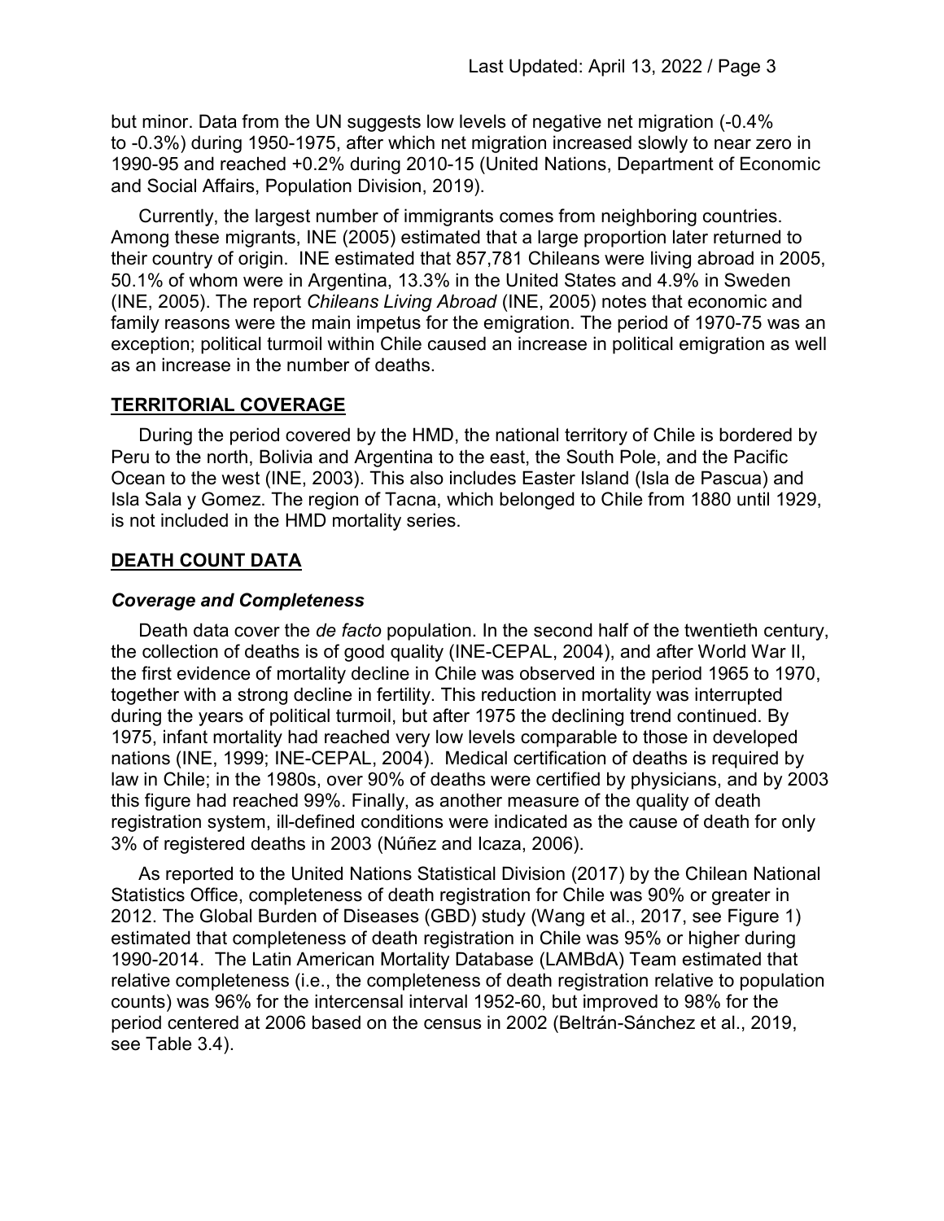but minor. Data from the UN suggests low levels of negative net migration (-0.4% to -0.3%) during 1950-1975, after which net migration increased slowly to near zero in 1990-95 and reached +0.2% during 2010-15 (United Nations, Department of Economic and Social Affairs, Population Division, 2019).

Currently, the largest number of immigrants comes from neighboring countries. Among these migrants, INE (2005) estimated that a large proportion later returned to their country of origin. INE estimated that 857,781 Chileans were living abroad in 2005, 50.1% of whom were in Argentina, 13.3% in the United States and 4.9% in Sweden (INE, 2005). The report *Chileans Living Abroad* (INE, 2005) notes that economic and family reasons were the main impetus for the emigration. The period of 1970-75 was an exception; political turmoil within Chile caused an increase in political emigration as well as an increase in the number of deaths.

## TERRITORIAL COVERAGE

During the period covered by the HMD, the national territory of Chile is bordered by Peru to the north, Bolivia and Argentina to the east, the South Pole, and the Pacific Ocean to the west (INE, 2003). This also includes Easter Island (Isla de Pascua) and Isla Sala y Gomez. The region of Tacna, which belonged to Chile from 1880 until 1929, is not included in the HMD mortality series.

## DEATH COUNT DATA

### *Coverage and Completeness*

Death data cover the *de facto* population. In the second half of the twentieth century, the collection of deaths is of good quality (INE-CEPAL, 2004), and after World War II, the first evidence of mortality decline in Chile was observed in the period 1965 to 1970, together with a strong decline in fertility. This reduction in mortality was interrupted during the years of political turmoil, but after 1975 the declining trend continued. By 1975, infant mortality had reached very low levels comparable to those in developed nations (INE, 1999; INE-CEPAL, 2004). Medical certification of deaths is required by law in Chile; in the 1980s, over 90% of deaths were certified by physicians, and by 2003 this figure had reached 99%. Finally, as another measure of the quality of death registration system, ill-defined conditions were indicated as the cause of death for only 3% of registered deaths in 2003 (Núñez and Icaza, 2006).

As reported to the United Nations Statistical Division (2017) by the Chilean National Statistics Office, completeness of death registration for Chile was 90% or greater in 2012. The Global Burden of Diseases (GBD) study (Wang et al., 2017, see Figure 1) estimated that completeness of death registration in Chile was 95% or higher during 1990-2014. The Latin American Mortality Database (LAMBdA) Team estimated that relative completeness (i.e., the completeness of death registration relative to population counts) was 96% for the intercensal interval 1952-60, but improved to 98% for the period centered at 2006 based on the census in 2002 (Beltrán-Sánchez et al., 2019, see Table 3.4).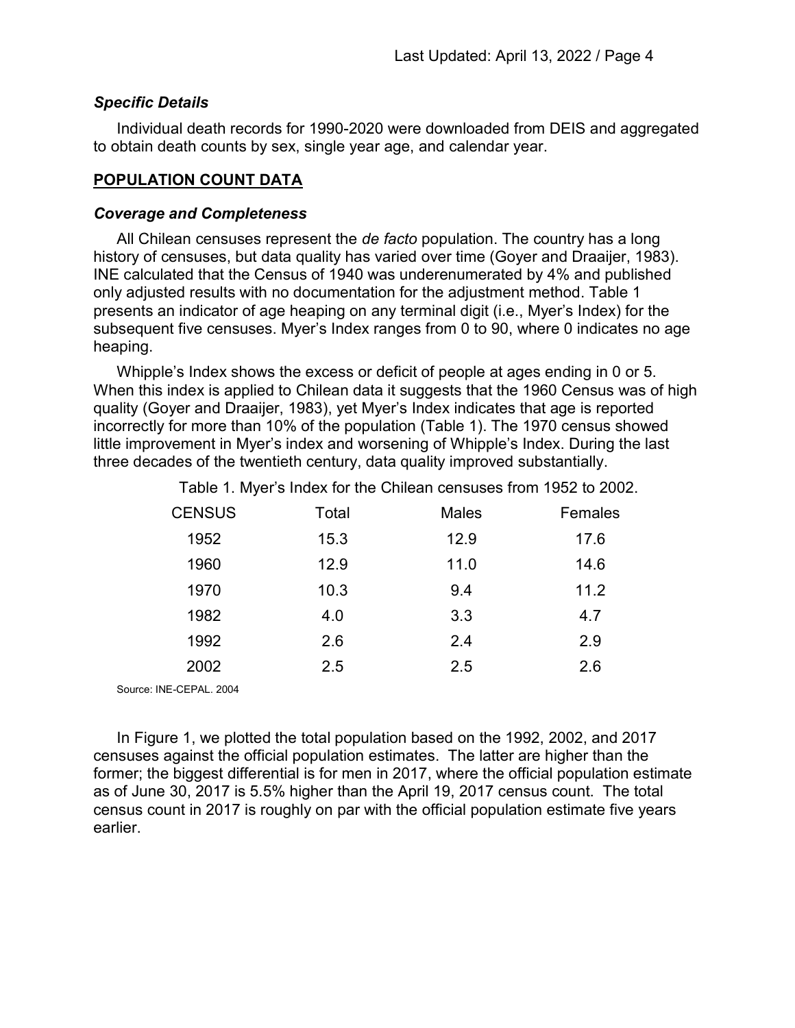### *Specific Details*

Individual death records for 1990-2020 were downloaded from DEIS and aggregated to obtain death counts by sex, single year age, and calendar year.

## **POPULATION COUNT DATA**

### *Coverage and Completeness*

All Chilean censuses represent the *de facto* population. The country has a long history of censuses, but data quality has varied over time (Goyer and Draaijer, 1983). INE calculated that the Census of 1940 was underenumerated by 4% and published only adjusted results with no documentation for the adjustment method. Table 1 presents an indicator of age heaping on any terminal digit (i.e., Myer's Index) for the subsequent five censuses. Myer's Index ranges from 0 to 90, where 0 indicates no age heaping.

Whipple's Index shows the excess or deficit of people at ages ending in 0 or 5. When this index is applied to Chilean data it suggests that the 1960 Census was of high quality (Goyer and Draaijer, 1983), yet Myer's Index indicates that age is reported incorrectly for more than 10% of the population (Table 1). The 1970 census showed little improvement in Myer's index and worsening of Whipple's Index. During the last three decades of the twentieth century, data quality improved substantially.

Table 1. Myer's Index for the Chilean censuses from 1952 to 2002.

| CENSUS | Total | Males | Females |
|---|---|---|---|
| 1952 | 15.3 | 12.9 | 17.6 |
| 1960 | 12.9 | 11.0 | 14.6 |
| 1970 | 10.3 | 9.4 | 11.2 |
| 1982 | 4.0 | 3.3 | 4.7 |
| 1992 | 2.6 | 2.4 | 2.9 |
| 2002 | 2.5 | 2.5 | 2.6 |

Source: INE-CEPAL. 2004

In Figure 1, we plotted the total population based on the 1992, 2002, and 2017 censuses against the official population estimates. The latter are higher than the former; the biggest differential is for men in 2017, where the official population estimate as of June 30, 2017 is 5.5% higher than the April 19, 2017 census count. The total census count in 2017 is roughly on par with the official population estimate five years earlier.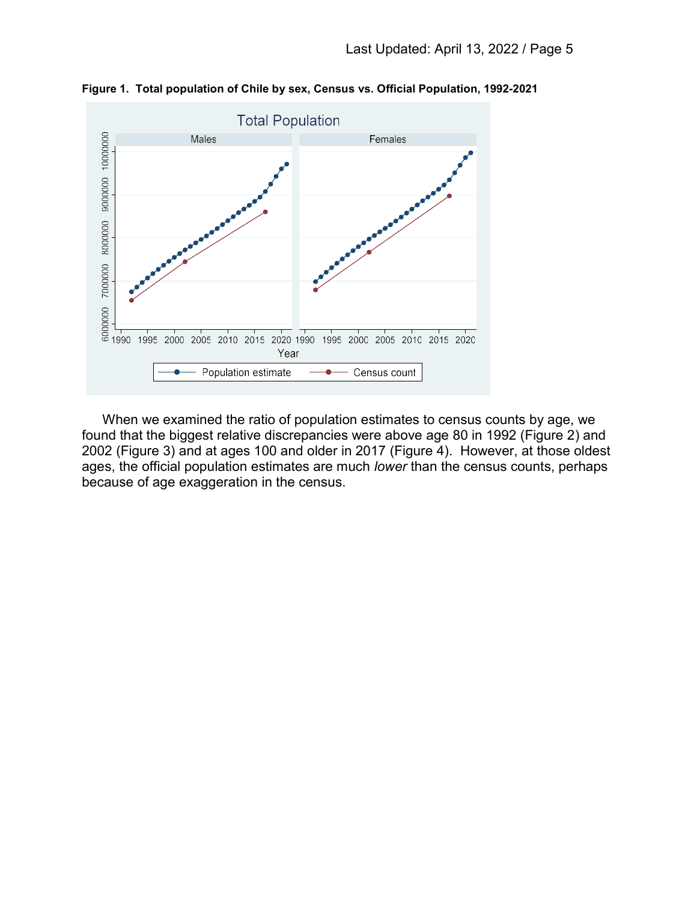**Figure 1. Total population of Chile by sex, Census vs. Official Population, 1992-2021**

When we examined the ratio of population estimates to census counts by age, we found that the biggest relative discrepancies were above age 80 in 1992 (Figure 2) and 2002 (Figure 3) and at ages 100 and older in 2017 (Figure 4). However, at those oldest ages, the official population estimates are much *lower* than the census counts, perhaps because of age exaggeration in the census.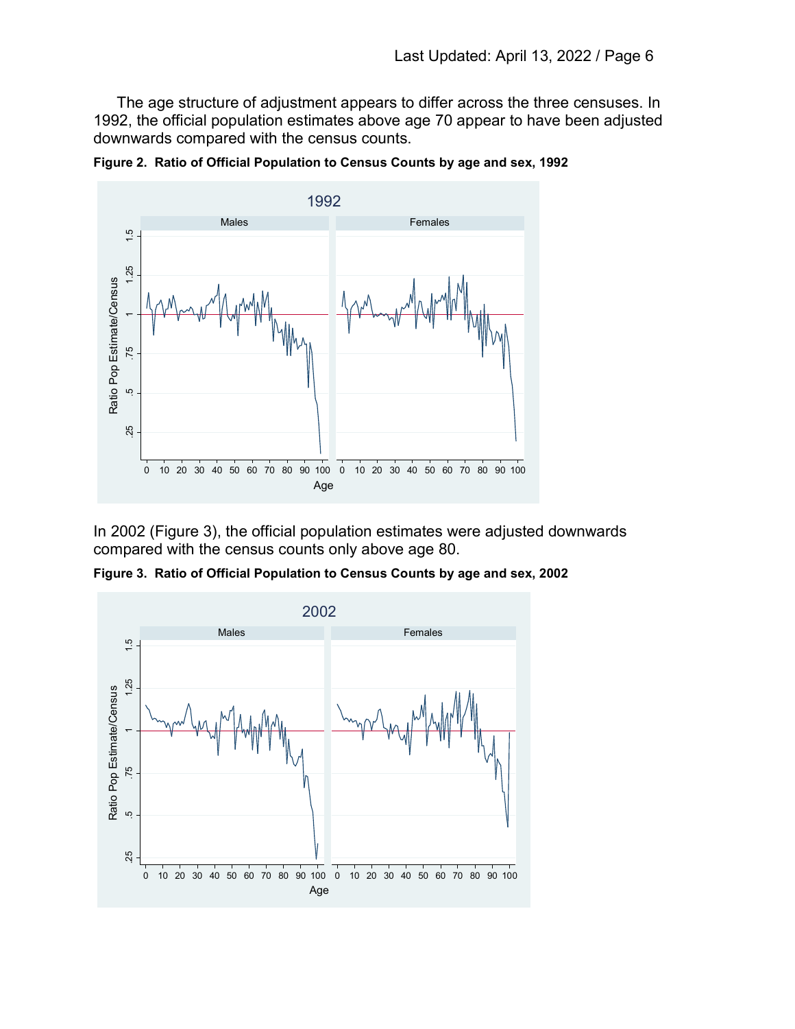The age structure of adjustment appears to differ across the three censuses. In 1992, the official population estimates above age 70 appear to have been adjusted downwards compared with the census counts.

**Figure 2. Ratio of Official Population to Census Counts by age and sex, 1992**

In 2002 (Figure 3), the official population estimates were adjusted downwards compared with the census counts only above age 80.

**Figure 3. Ratio of Official Population to Census Counts by age and sex, 2002**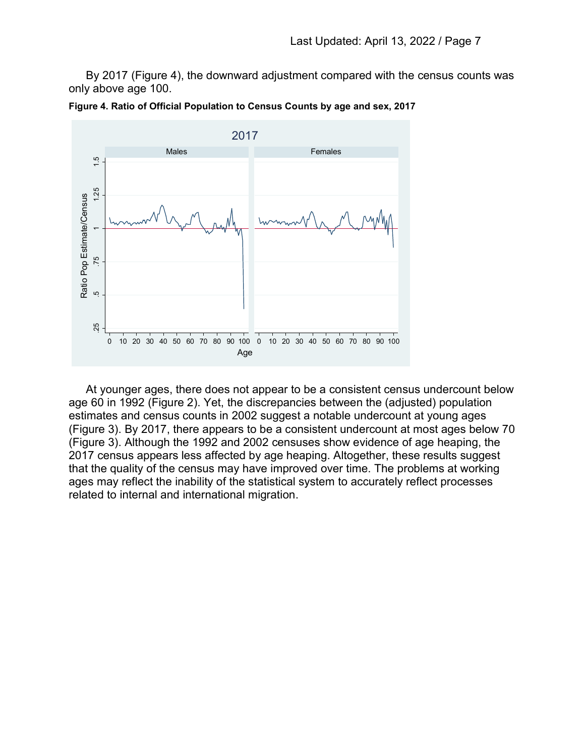By 2017 (Figure 4), the downward adjustment compared with the census counts was only above age 100.

**Figure 4. Ratio of Official Population to Census Counts by age and sex, 2017**

At younger ages, there does not appear to be a consistent census undercount below age 60 in 1992 (Figure 2). Yet, the discrepancies between the (adjusted) population estimates and census counts in 2002 suggest a notable undercount at young ages (Figure 3). By 2017, there appears to be a consistent undercount at most ages below 70 (Figure 3). Although the 1992 and 2002 censuses show evidence of age heaping, the 2017 census appears less affected by age heaping. Altogether, these results suggest that the quality of the census may have improved over time. The problems at working ages may reflect the inability of the statistical system to accurately reflect processes related to internal and international migration.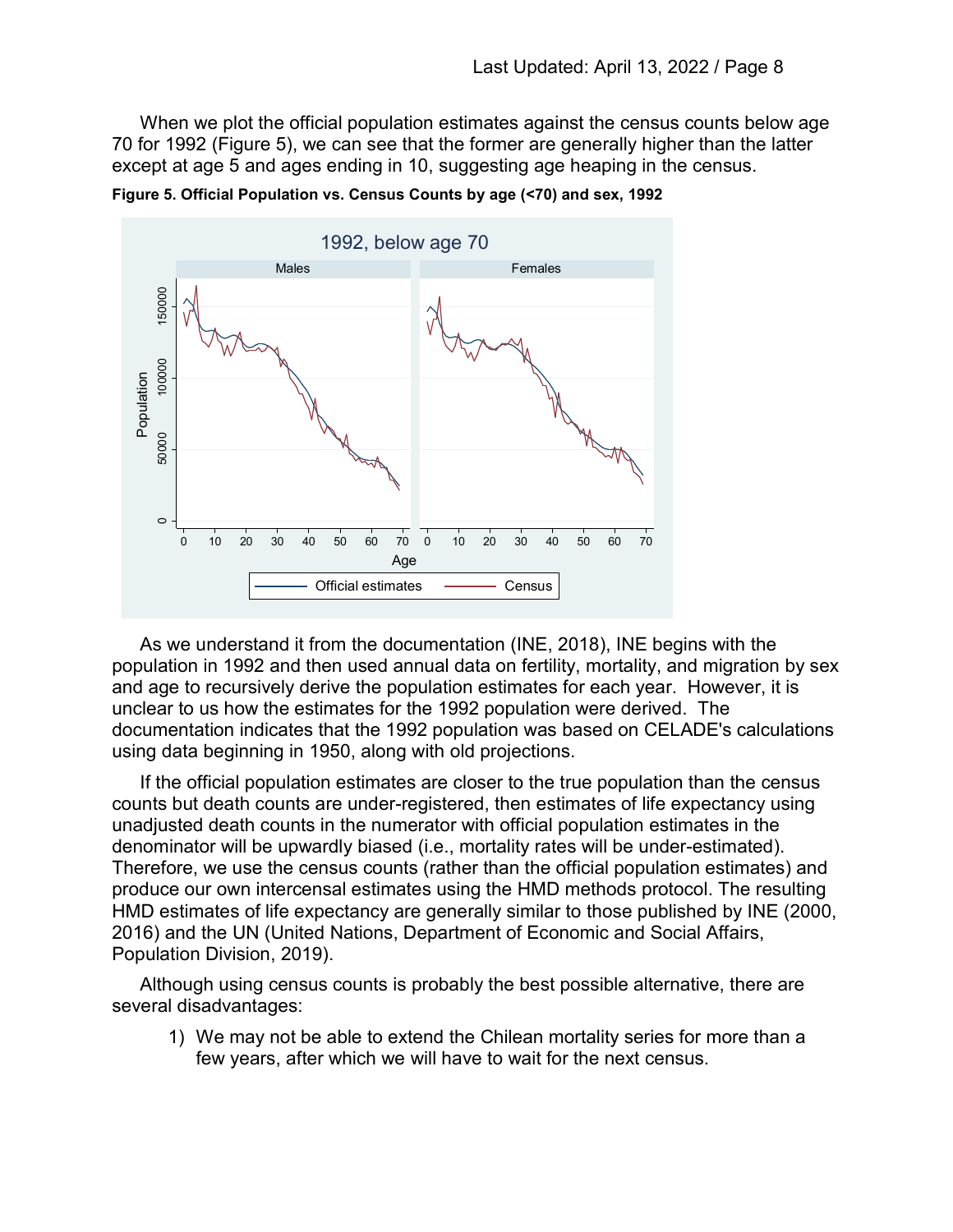When we plot the official population estimates against the census counts below age 70 for 1992 (Figure 5), we can see that the former are generally higher than the latter except at age 5 and ages ending in 10, suggesting age heaping in the census.

**Figure 5. Official Population vs. Census Counts by age (<70) and sex, 1992**

As we understand it from the documentation (INE, 2018), INE begins with the population in 1992 and then used annual data on fertility, mortality, and migration by sex and age to recursively derive the population estimates for each year. However, it is unclear to us how the estimates for the 1992 population were derived. The documentation indicates that the 1992 population was based on CELADE's calculations using data beginning in 1950, along with old projections.

If the official population estimates are closer to the true population than the census counts but death counts are under-registered, then estimates of life expectancy using unadjusted death counts in the numerator with official population estimates in the denominator will be upwardly biased (i.e., mortality rates will be under-estimated). Therefore, we use the census counts (rather than the official population estimates) and produce our own intercensal estimates using the HMD methods protocol. The resulting HMD estimates of life expectancy are generally similar to those published by INE (2000, 2016) and the UN (United Nations, Department of Economic and Social Affairs, Population Division, 2019).

Although using census counts is probably the best possible alternative, there are several disadvantages:

1) We may not be able to extend the Chilean mortality series for more than a few years, after which we will have to wait for the next census.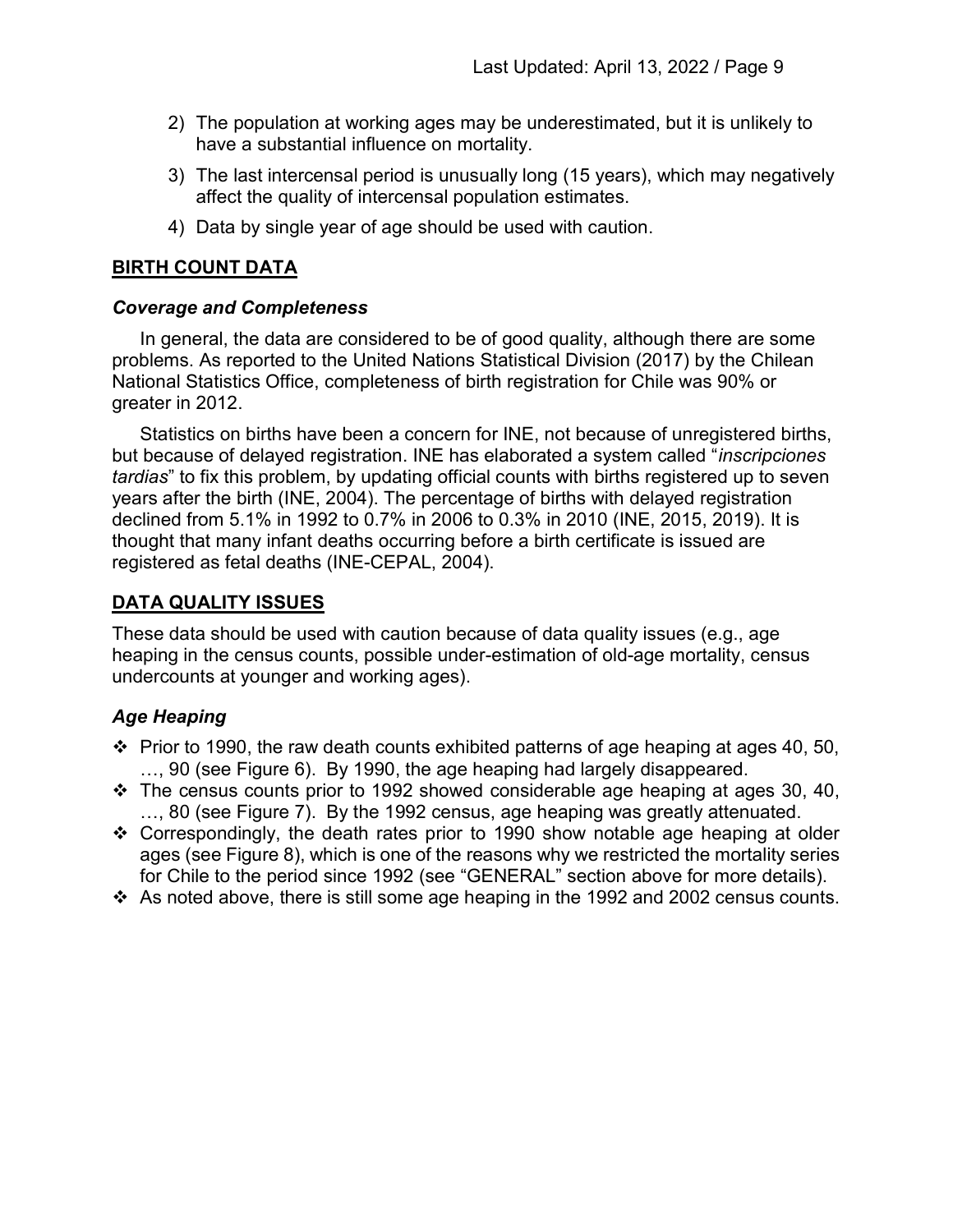2) The population at working ages may be underestimated, but it is unlikely to have a substantial influence on mortality.

3) The last intercensal period is unusually long (15 years), which may negatively affect the quality of intercensal population estimates.

4) Data by single year of age should be used with caution.

## BIRTH COUNT DATA

### *Coverage and Completeness*

In general, the data are considered to be of good quality, although there are some problems. As reported to the United Nations Statistical Division (2017) by the Chilean National Statistics Office, completeness of birth registration for Chile was 90% or greater in 2012.

Statistics on births have been a concern for INE, not because of unregistered births, but because of delayed registration. INE has elaborated a system called "*inscripciones tardias*" to fix this problem, by updating official counts with births registered up to seven years after the birth (INE, 2004). The percentage of births with delayed registration declined from 5.1% in 1992 to 0.7% in 2006 to 0.3% in 2010 (INE, 2015, 2019). It is thought that many infant deaths occurring before a birth certificate is issued are registered as fetal deaths (INE-CEPAL, 2004).

## DATA QUALITY ISSUES

These data should be used with caution because of data quality issues (e.g., age heaping in the census counts, possible under-estimation of old-age mortality, census undercounts at younger and working ages).

### *Age Heaping*

- Prior to 1990, the raw death counts exhibited patterns of age heaping at ages 40, 50, …, 90 (see Figure 6). By 1990, the age heaping had largely disappeared.
- The census counts prior to 1992 showed considerable age heaping at ages 30, 40, …, 80 (see Figure 7). By the 1992 census, age heaping was greatly attenuated.
- Correspondingly, the death rates prior to 1990 show notable age heaping at older ages (see Figure 8), which is one of the reasons why we restricted the mortality series for Chile to the period since 1992 (see "GENERAL" section above for more details).
- As noted above, there is still some age heaping in the 1992 and 2002 census counts.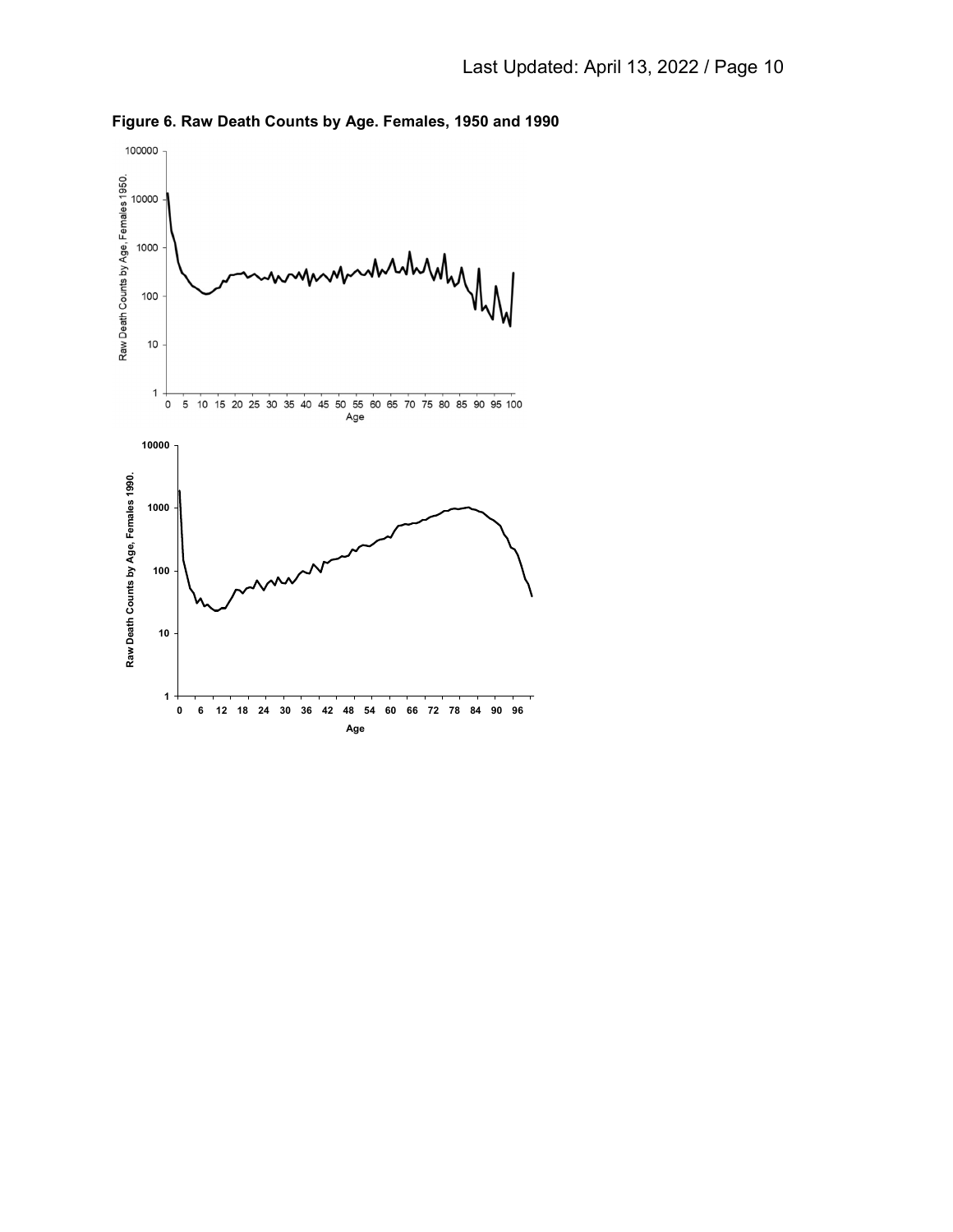**Figure 6. Raw Death Counts by Age. Females, 1950 and 1990**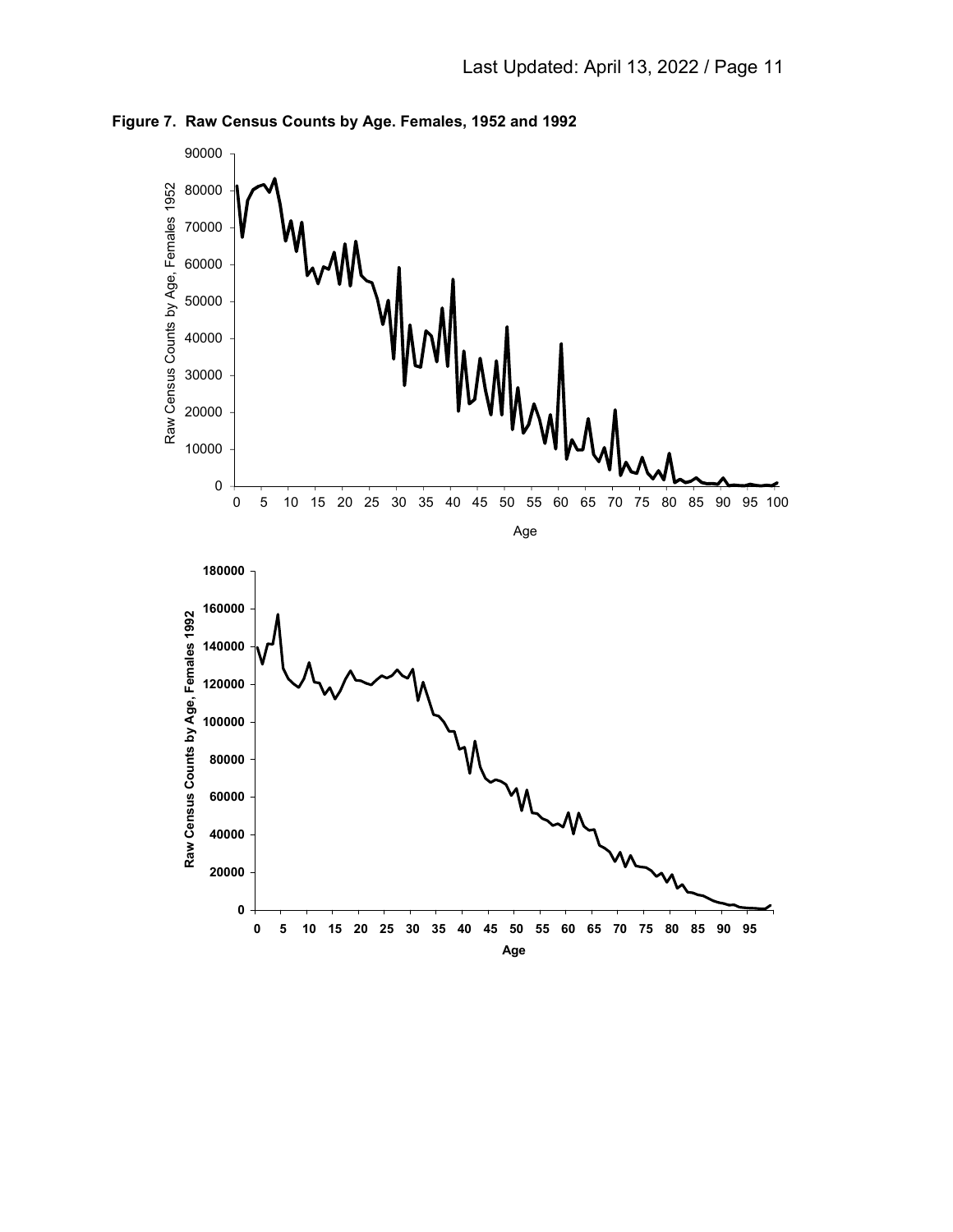**Figure 7. Raw Census Counts by Age. Females, 1952 and 1992**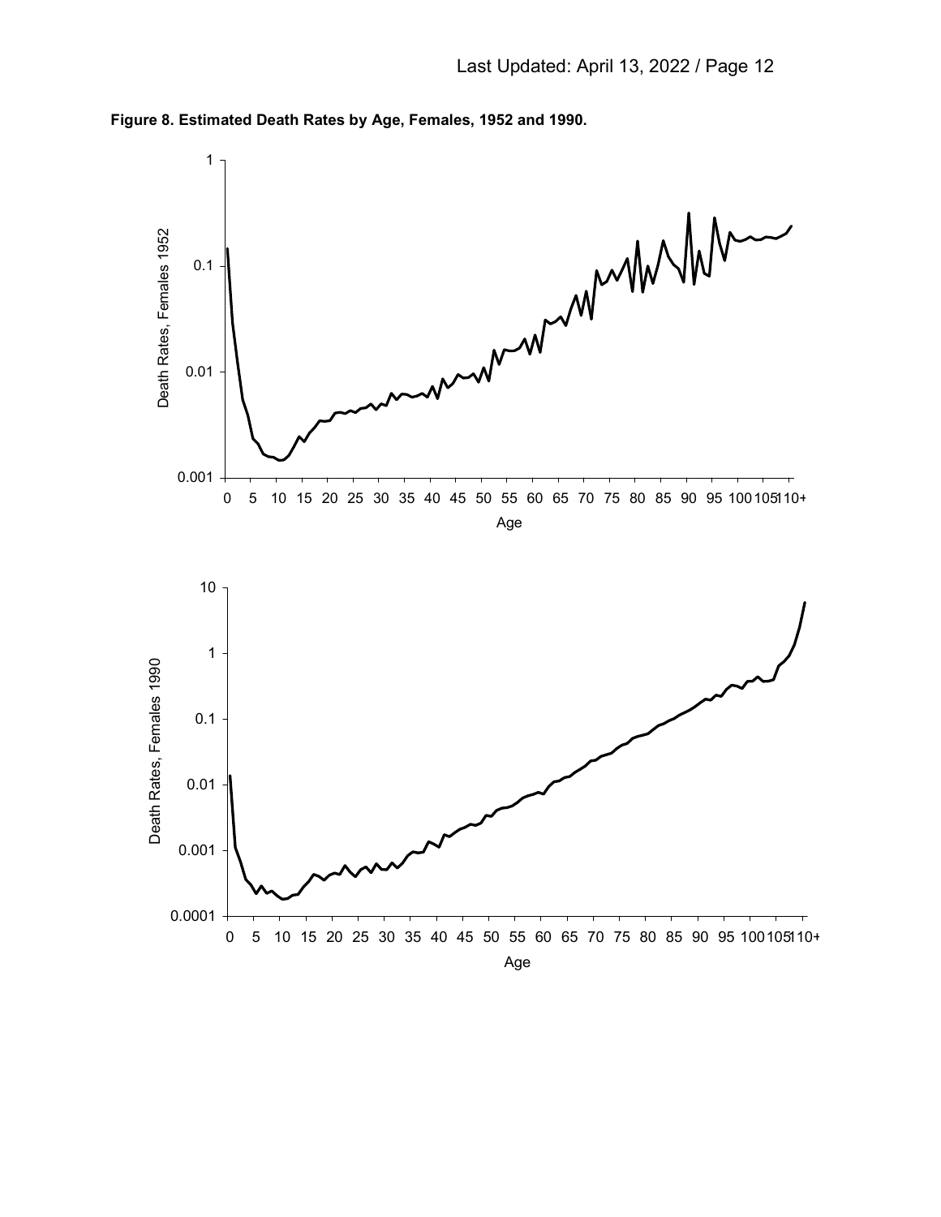**Figure 8. Estimated Death Rates by Age, Females, 1952 and 1990.**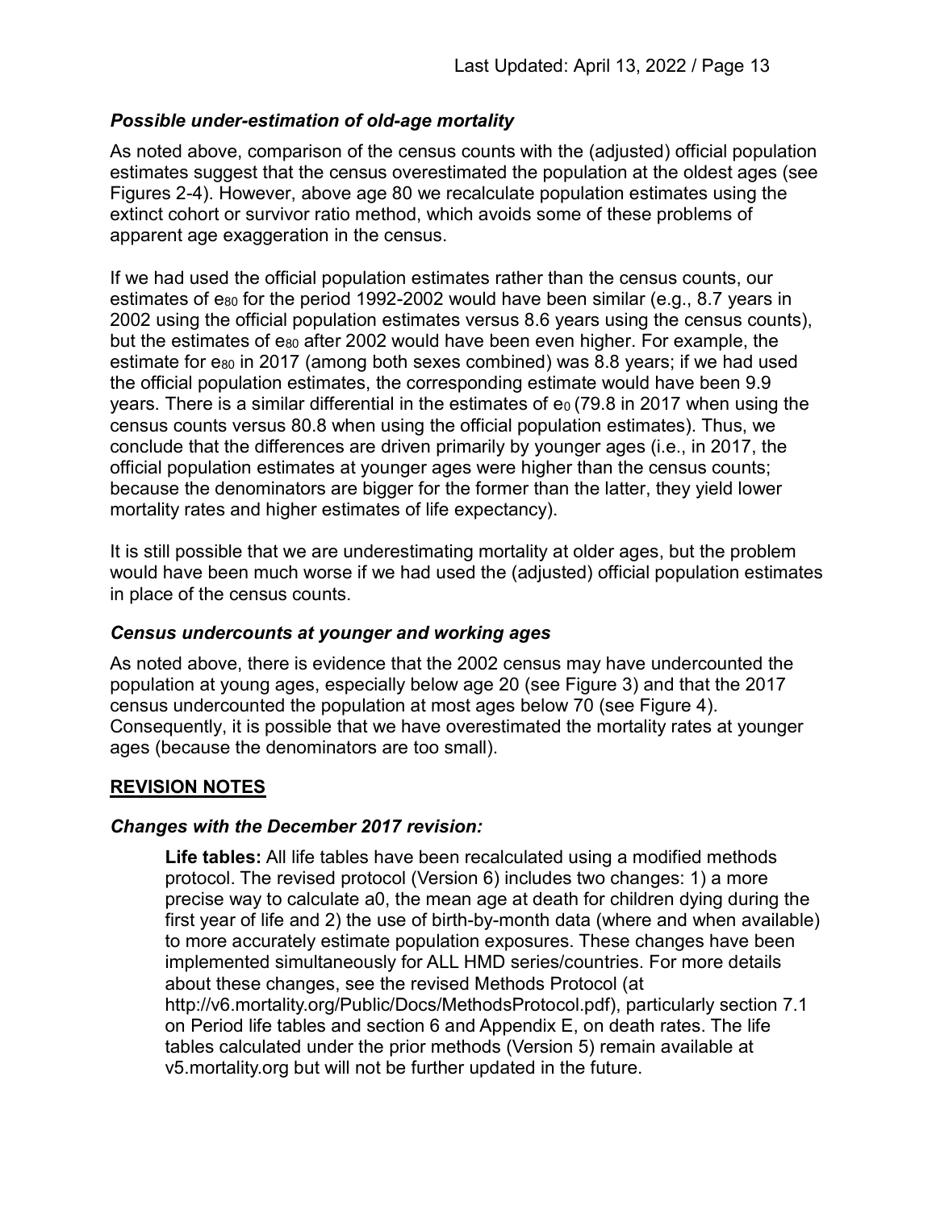### *Possible under-estimation of old-age mortality*

As noted above, comparison of the census counts with the (adjusted) official population estimates suggest that the census overestimated the population at the oldest ages (see Figures 2-4). However, above age 80 we recalculate population estimates using the extinct cohort or survivor ratio method, which avoids some of these problems of apparent age exaggeration in the census.

If we had used the official population estimates rather than the census counts, our estimates of $e_{80}$ for the period 1992-2002 would have been similar (e.g., 8.7 years in 2002 using the official population estimates versus 8.6 years using the census counts), but the estimates of $e_{80}$ after 2002 would have been even higher. For example, the estimate for $e_{80}$ in 2017 (among both sexes combined) was 8.8 years; if we had used the official population estimates, the corresponding estimate would have been 9.9 years. There is a similar differential in the estimates of $e_0$ (79.8 in 2017 when using the census counts versus 80.8 when using the official population estimates). Thus, we conclude that the differences are driven primarily by younger ages (i.e., in 2017, the official population estimates at younger ages were higher than the census counts; because the denominators are bigger for the former than the latter, they yield lower mortality rates and higher estimates of life expectancy).

It is still possible that we are underestimating mortality at older ages, but the problem would have been much worse if we had used the (adjusted) official population estimates in place of the census counts.

### *Census undercounts at younger and working ages*

As noted above, there is evidence that the 2002 census may have undercounted the population at young ages, especially below age 20 (see Figure 3) and that the 2017 census undercounted the population at most ages below 70 (see Figure 4). Consequently, it is possible that we have overestimated the mortality rates at younger ages (because the denominators are too small).

## **REVISION NOTES**

### *Changes with the December 2017 revision:*

> **Life tables:** All life tables have been recalculated using a modified methods protocol. The revised protocol (Version 6) includes two changes: 1) a more precise way to calculate a0, the mean age at death for children dying during the first year of life and 2) the use of birth-by-month data (where and when available) to more accurately estimate population exposures. These changes have been implemented simultaneously for ALL HMD series/countries. For more details about these changes, see the revised Methods Protocol (at http://v6.mortality.org/Public/Docs/MethodsProtocol.pdf), particularly section 7.1 on Period life tables and section 6 and Appendix E, on death rates. The life tables calculated under the prior methods (Version 5) remain available at v5.mortality.org but will not be further updated in the future.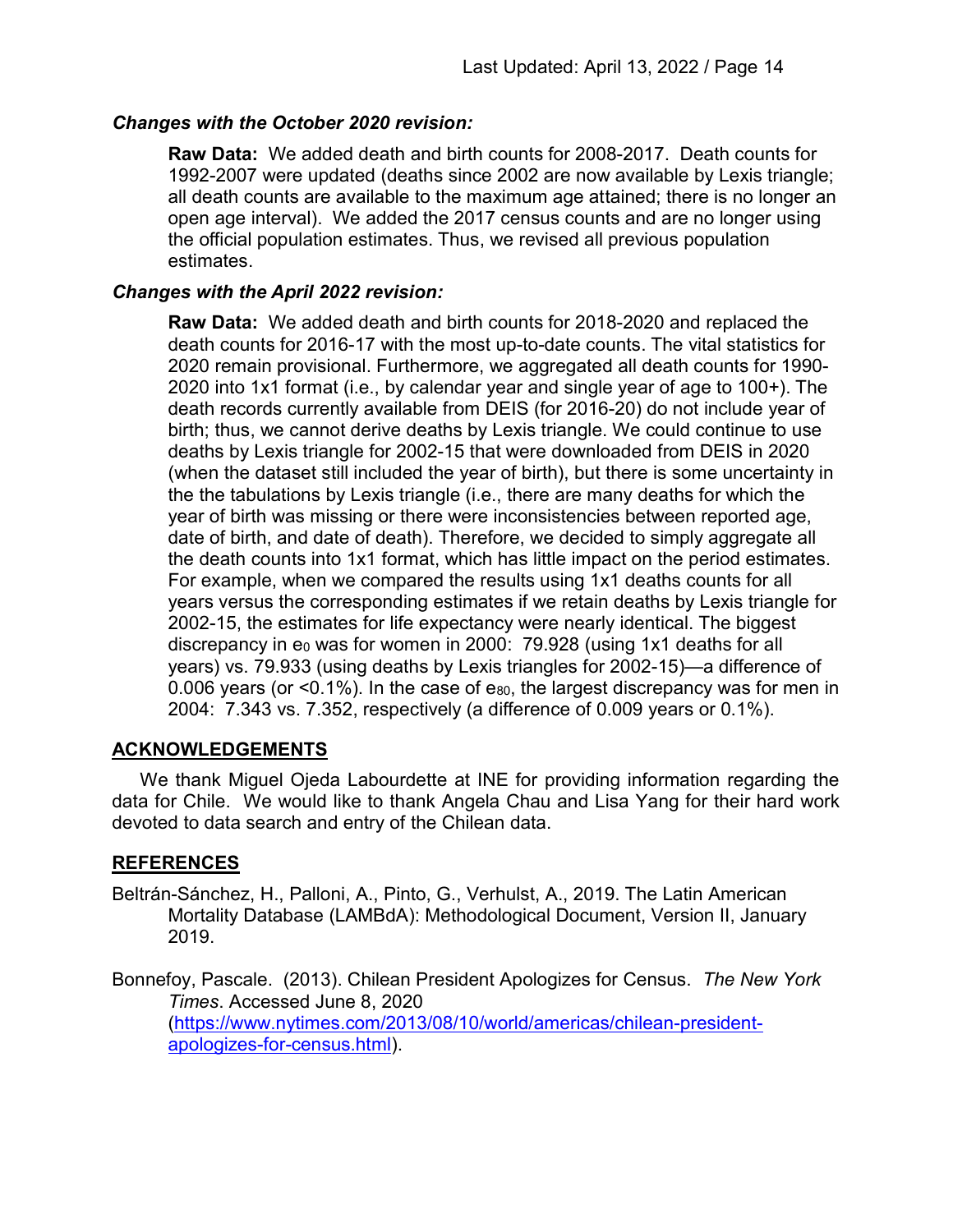### *Changes with the October 2020 revision:*

**Raw Data:** We added death and birth counts for 2008-2017. Death counts for 1992-2007 were updated (deaths since 2002 are now available by Lexis triangle; all death counts are available to the maximum age attained; there is no longer an open age interval). We added the 2017 census counts and are no longer using the official population estimates. Thus, we revised all previous population estimates.

### *Changes with the April 2022 revision:*

**Raw Data:** We added death and birth counts for 2018-2020 and replaced the death counts for 2016-17 with the most up-to-date counts. The vital statistics for 2020 remain provisional. Furthermore, we aggregated all death counts for 1990-2020 into 1x1 format (i.e., by calendar year and single year of age to 100+). The death records currently available from DEIS (for 2016-20) do not include year of birth; thus, we cannot derive deaths by Lexis triangle. We could continue to use deaths by Lexis triangle for 2002-15 that were downloaded from DEIS in 2020 (when the dataset still included the year of birth), but there is some uncertainty in the the tabulations by Lexis triangle (i.e., there are many deaths for which the year of birth was missing or there were inconsistencies between reported age, date of birth, and date of death). Therefore, we decided to simply aggregate all the death counts into 1x1 format, which has little impact on the period estimates. For example, when we compared the results using 1x1 deaths counts for all years versus the corresponding estimates if we retain deaths by Lexis triangle for 2002-15, the estimates for life expectancy were nearly identical. The biggest discrepancy in $e_0$ was for women in 2000: 79.928 (using 1x1 deaths for all years) vs. 79.933 (using deaths by Lexis triangles for 2002-15)—a difference of 0.006 years (or <0.1%). In the case of $e_{80}$, the largest discrepancy was for men in 2004: 7.343 vs. 7.352, respectively (a difference of 0.009 years or 0.1%).

## ACKNOWLEDGEMENTS

We thank Miguel Ojeda Labourdette at INE for providing information regarding the data for Chile. We would like to thank Angela Chau and Lisa Yang for their hard work devoted to data search and entry of the Chilean data.

## REFERENCES

Beltrán-Sánchez, H., Palloni, A., Pinto, G., Verhulst, A., 2019. The Latin American Mortality Database (LAMBdA): Methodological Document, Version II, January 2019.

Bonnefoy, Pascale. (2013). Chilean President Apologizes for Census. *The New York Times*. Accessed June 8, 2020 (https://www.nytimes.com/2013/08/10/world/americas/chilean-president-apologizes-for-census.html).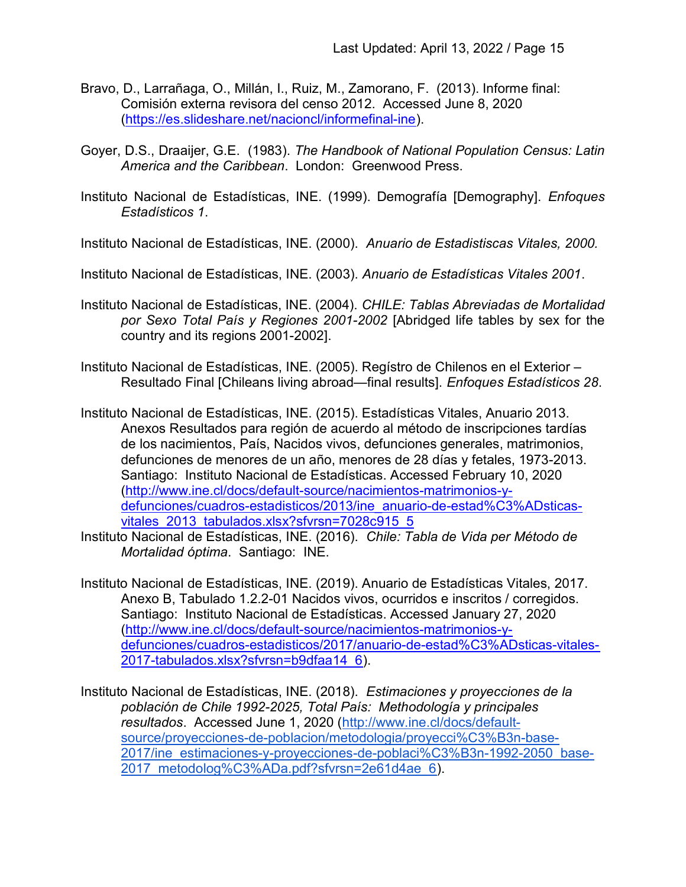Bravo, D., Larrañaga, O., Millán, I., Ruiz, M., Zamorano, F. (2013). Informe final: Comisión externa revisora del censo 2012. Accessed June 8, 2020 (https://es.slideshare.net/nacioncl/informefinal-ine).

Goyer, D.S., Draaijer, G.E. (1983). *The Handbook of National Population Census: Latin America and the Caribbean*. London: Greenwood Press.

Instituto Nacional de Estadísticas, INE. (1999). Demografía [Demography]. *Enfoques Estadísticos 1*.

Instituto Nacional de Estadísticas, INE. (2000). *Anuario de Estadistiscas Vitales, 2000.*

Instituto Nacional de Estadísticas, INE. (2003). *Anuario de Estadísticas Vitales 2001*.

Instituto Nacional de Estadísticas, INE. (2004). *CHILE: Tablas Abreviadas de Mortalidad por Sexo Total País y Regiones 2001-2002* [Abridged life tables by sex for the country and its regions 2001-2002].

Instituto Nacional de Estadísticas, INE. (2005). Regístro de Chilenos en el Exterior – Resultado Final [Chileans living abroad—final results]. *Enfoques Estadísticos 28*.

Instituto Nacional de Estadísticas, INE. (2015). Estadísticas Vitales, Anuario 2013. Anexos Resultados para región de acuerdo al método de inscripciones tardías de los nacimientos, País, Nacidos vivos, defunciones generales, matrimonios, defunciones de menores de un año, menores de 28 días y fetales, 1973-2013. Santiago: Instituto Nacional de Estadísticas. Accessed February 10, 2020 (http://www.ine.cl/docs/default-source/nacimientos-matrimonios-y-defunciones/cuadros-estadisticos/2013/ine_anuario-de-estad%C3%ADsticas-vitales_2013_tabulados.xlsx?sfvrsn=7028c915_5

Instituto Nacional de Estadísticas, INE. (2016). *Chile: Tabla de Vida per Método de Mortalidad óptima*. Santiago: INE.

Instituto Nacional de Estadísticas, INE. (2019). Anuario de Estadísticas Vitales, 2017. Anexo B, Tabulado 1.2.2-01 Nacidos vivos, ocurridos e inscritos / corregidos. Santiago: Instituto Nacional de Estadísticas. Accessed January 27, 2020 (http://www.ine.cl/docs/default-source/nacimientos-matrimonios-y-defunciones/cuadros-estadisticos/2017/anuario-de-estad%C3%ADsticas-vitales-2017-tabulados.xlsx?sfvrsn=b9dfaa14_6).

Instituto Nacional de Estadísticas, INE. (2018). *Estimaciones y proyecciones de la población de Chile 1992-2025, Total País: Methodología y principales resultados*. Accessed June 1, 2020 (http://www.ine.cl/docs/default-source/proyecciones-de-poblacion/metodologia/proyecci%C3%B3n-base-2017/ine_estimaciones-y-proyecciones-de-poblaci%C3%B3n-1992-2050_base-2017_metodolog%C3%ADa.pdf?sfvrsn=2e61d4ae_6).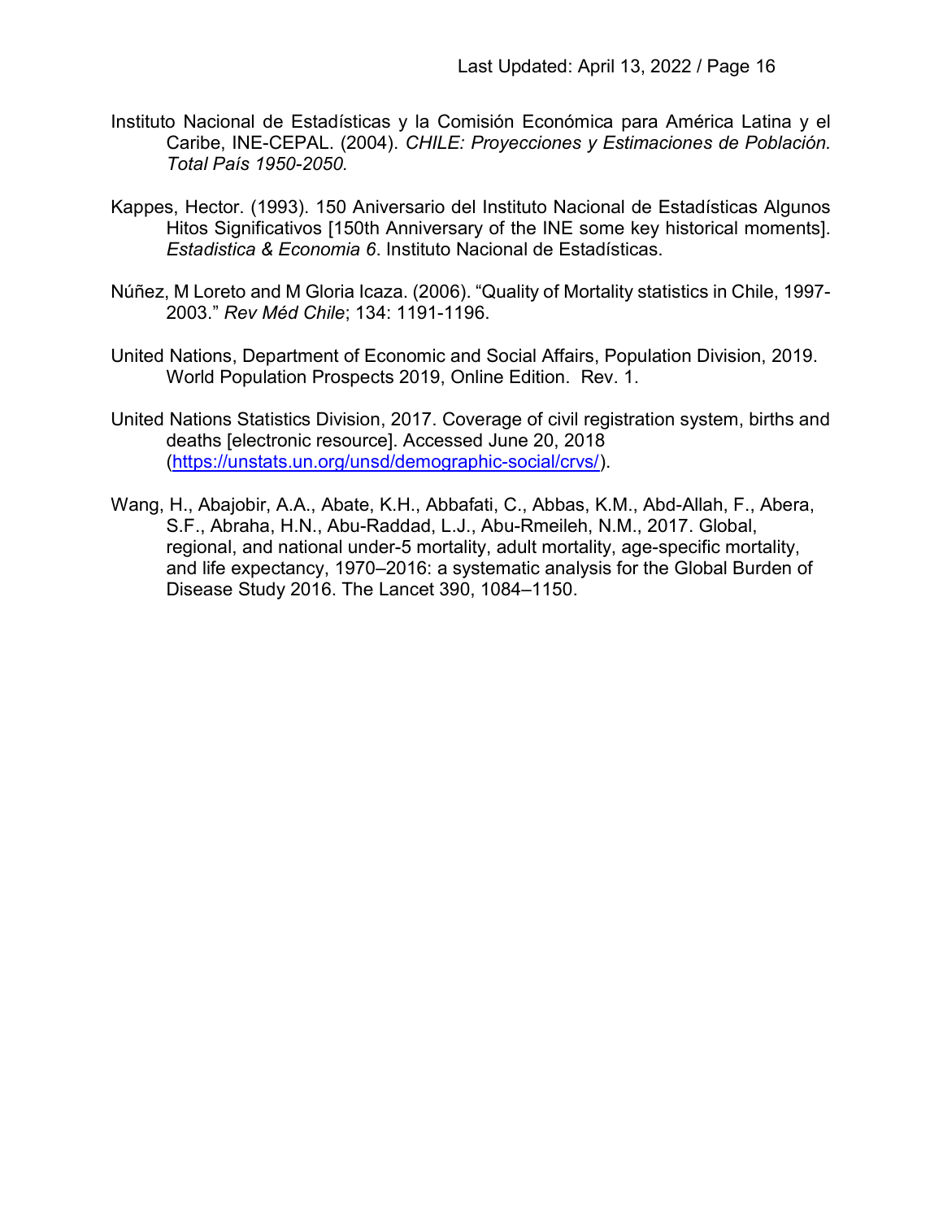Instituto Nacional de Estadísticas y la Comisión Económica para América Latina y el Caribe, INE-CEPAL. (2004). *CHILE: Proyecciones y Estimaciones de Población. Total País 1950-2050.*

Kappes, Hector. (1993). 150 Aniversario del Instituto Nacional de Estadísticas Algunos Hitos Significativos [150th Anniversary of the INE some key historical moments]. *Estadistica & Economia 6*. Instituto Nacional de Estadísticas.

Núñez, M Loreto and M Gloria Icaza. (2006). "Quality of Mortality statistics in Chile, 1997-2003." *Rev Méd Chile*; 134: 1191-1196.

United Nations, Department of Economic and Social Affairs, Population Division, 2019. World Population Prospects 2019, Online Edition. Rev. 1.

United Nations Statistics Division, 2017. Coverage of civil registration system, births and deaths [electronic resource]. Accessed June 20, 2018 (https://unstats.un.org/unsd/demographic-social/crvs/).

Wang, H., Abajobir, A.A., Abate, K.H., Abbafati, C., Abbas, K.M., Abd-Allah, F., Abera, S.F., Abraha, H.N., Abu-Raddad, L.J., Abu-Rmeileh, N.M., 2017. Global, regional, and national under-5 mortality, adult mortality, age-specific mortality, and life expectancy, 1970–2016: a systematic analysis for the Global Burden of Disease Study 2016. The Lancet 390, 1084–1150.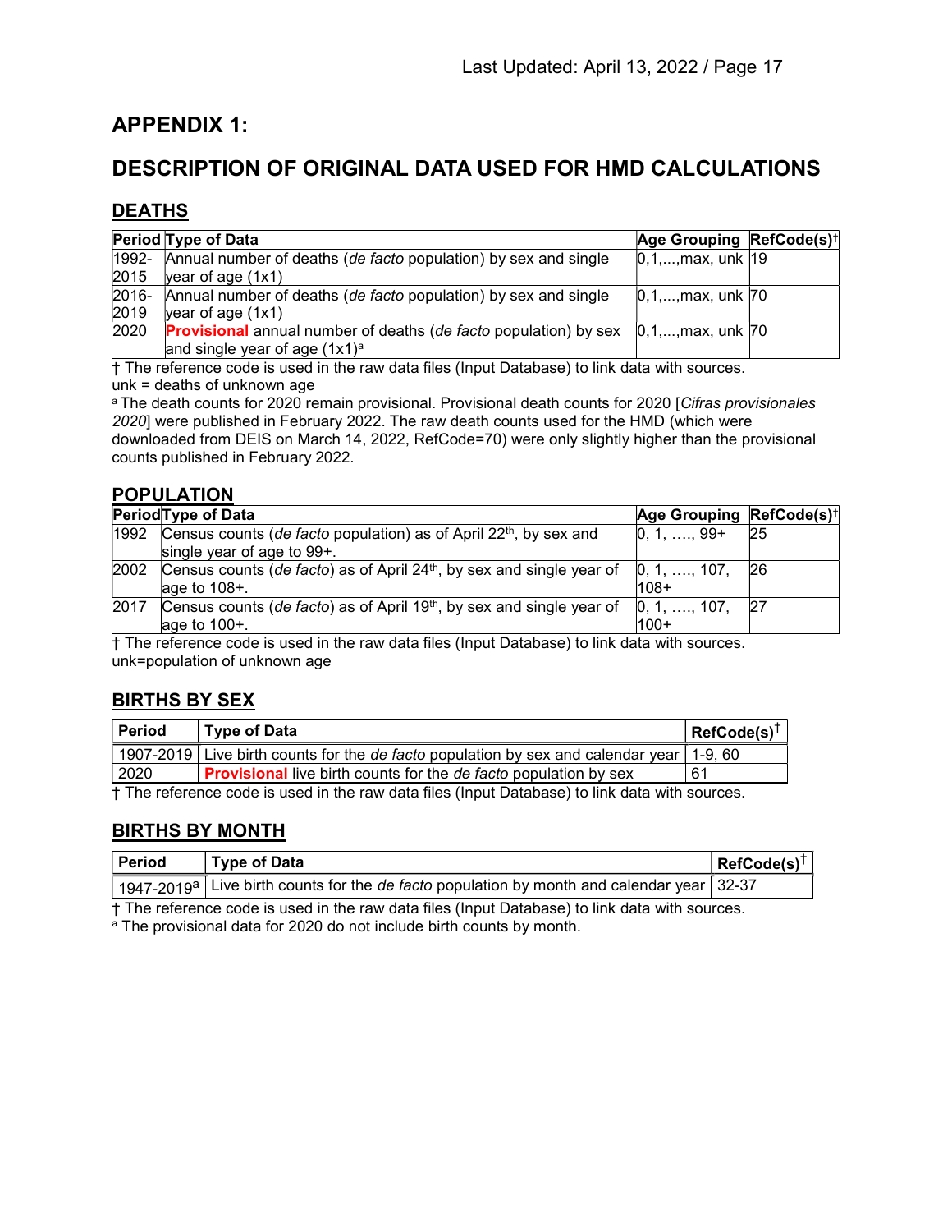## APPENDIX 1:

## DESCRIPTION OF ORIGINAL DATA USED FOR HMD CALCULATIONS

### DEATHS

| Period | Type of Data | Age Grouping | RefCode(s)† |
|---|---|---|---|
| 1992-2015 | Annual number of deaths (*de facto* population) by sex and single year of age (1x1) | 0,1,...,max, unk | 19 |
| 2016-2019 | Annual number of deaths (*de facto* population) by sex and single year of age (1x1) | 0,1,...,max, unk | 70 |
| 2020 | **Provisional** annual number of deaths (*de facto* population) by sex and single year of age (1x1)[a] | 0,1,...,max, unk | 70 |

† The reference code is used in the raw data files (Input Database) to link data with sources.
unk = deaths of unknown age
[a] The death counts for 2020 remain provisional. Provisional death counts for 2020 [*Cifras provisionales 2020*] were published in February 2022. The raw death counts used for the HMD (which were downloaded from DEIS on March 14, 2022, RefCode=70) were only slightly higher than the provisional counts published in February 2022.

### POPULATION

| Period | Type of Data | Age Grouping | RefCode(s)† |
|---|---|---|---|
| 1992 | Census counts (*de facto* population) as of April 22th, by sex and single year of age to 99+. | 0, 1, …., 99+ | 25 |
| 2002 | Census counts (*de facto*) as of April 24th, by sex and single year of age to 108+. | 0, 1, …., 107, 108+ | 26 |
| 2017 | Census counts (*de facto*) as of April 19th, by sex and single year of age to 100+. | 0, 1, …., 107, 100+ | 27 |

† The reference code is used in the raw data files (Input Database) to link data with sources.
unk=population of unknown age

### BIRTHS BY SEX

| Period | Type of Data | RefCode(s)† |
|---|---|---|
| 1907-2019 | Live birth counts for the *de facto* population by sex and calendar year | 1-9, 60 |
| 2020 | **Provisional** live birth counts for the *de facto* population by sex | 61 |

† The reference code is used in the raw data files (Input Database) to link data with sources.

### BIRTHS BY MONTH

| Period | Type of Data | RefCode(s)† |
|---|---|---|
| 1947-2019[a] | Live birth counts for the *de facto* population by month and calendar year | 32-37 |

† The reference code is used in the raw data files (Input Database) to link data with sources.
[a] The provisional data for 2020 do not include birth counts by month.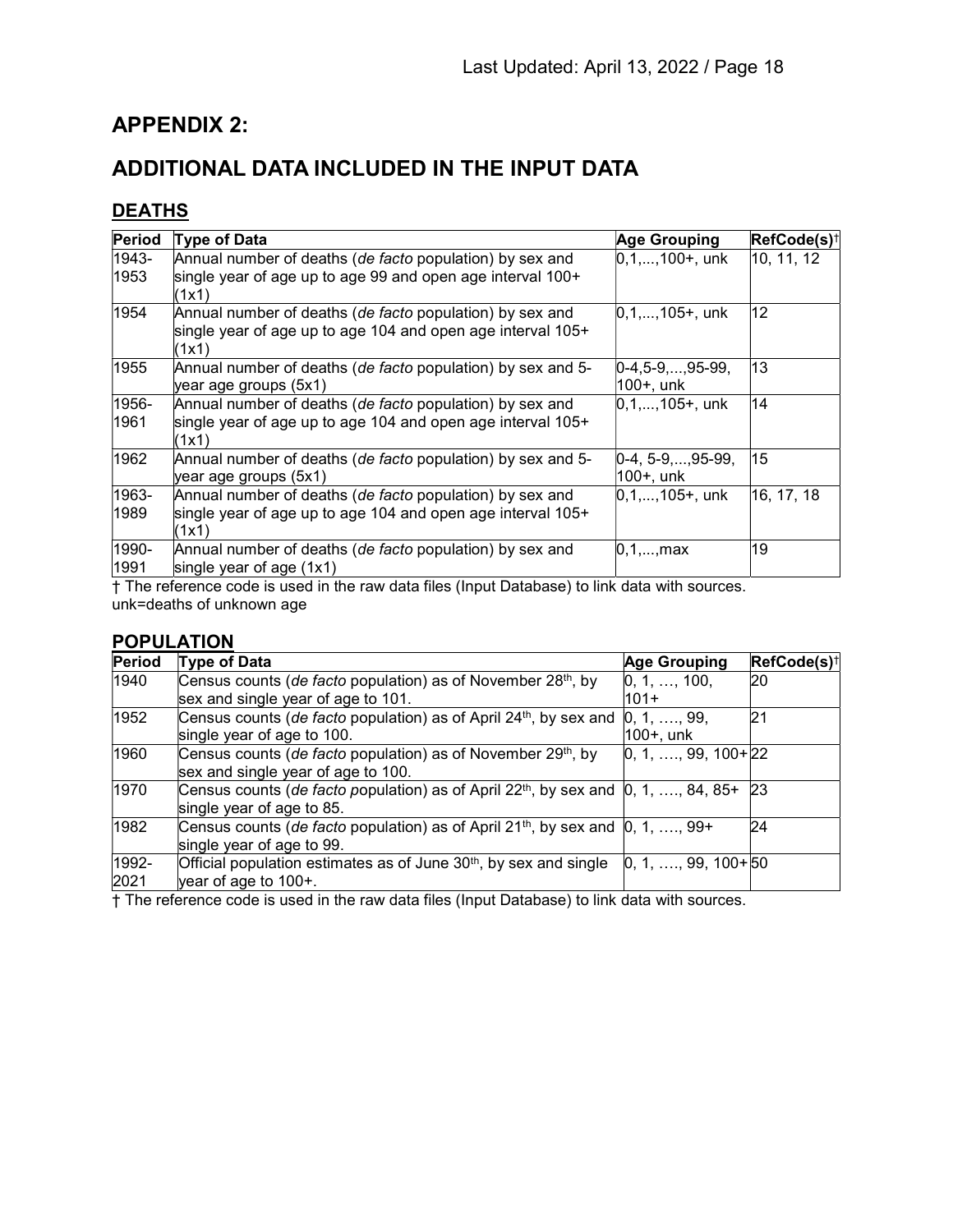# APPENDIX 2:

# ADDITIONAL DATA INCLUDED IN THE INPUT DATA

## DEATHS

| Period | Type of Data | Age Grouping | RefCode(s)† |
|---|---|---|---|
| 1943-1953 | Annual number of deaths (*de facto* population) by sex and single year of age up to age 99 and open age interval 100+ (1x1) | 0,1,...,100+, unk | 10, 11, 12 |
| 1954 | Annual number of deaths (*de facto* population) by sex and single year of age up to age 104 and open age interval 105+ (1x1) | 0,1,...,105+, unk | 12 |
| 1955 | Annual number of deaths (*de facto* population) by sex and 5-year age groups (5x1) | 0-4,5-9,...,95-99, 100+, unk | 13 |
| 1956-1961 | Annual number of deaths (*de facto* population) by sex and single year of age up to age 104 and open age interval 105+ (1x1) | 0,1,...,105+, unk | 14 |
| 1962 | Annual number of deaths (*de facto* population) by sex and 5-year age groups (5x1) | 0-4, 5-9,...,95-99, 100+, unk | 15 |
| 1963-1989 | Annual number of deaths (*de facto* population) by sex and single year of age up to age 104 and open age interval 105+ (1x1) | 0,1,...,105+, unk | 16, 17, 18 |
| 1990-1991 | Annual number of deaths (*de facto* population) by sex and single year of age (1x1) | 0,1,...,max | 19 |

† The reference code is used in the raw data files (Input Database) to link data with sources.
unk=deaths of unknown age

## POPULATION

| Period | Type of Data | Age Grouping | RefCode(s)† |
|---|---|---|---|
| 1940 | Census counts (*de facto* population) as of November 28th, by sex and single year of age to 101. | 0, 1, …, 100, 101+ | 20 |
| 1952 | Census counts (*de facto* population) as of April 24th, by sex and single year of age to 100. | 0, 1, …., 99, 100+, unk | 21 |
| 1960 | Census counts (*de facto* population) as of November 29th, by sex and single year of age to 100. | 0, 1, …., 99, 100+ | 22 |
| 1970 | Census counts (*de facto* population) as of April 22th, by sex and single year of age to 85. | 0, 1, …., 84, 85+ | 23 |
| 1982 | Census counts (*de facto* population) as of April 21th, by sex and single year of age to 99. | 0, 1, …., 99+ | 24 |
| 1992-2021 | Official population estimates as of June 30th, by sex and single year of age to 100+. | 0, 1, …., 99, 100+ | 50 |

† The reference code is used in the raw data files (Input Database) to link data with sources.